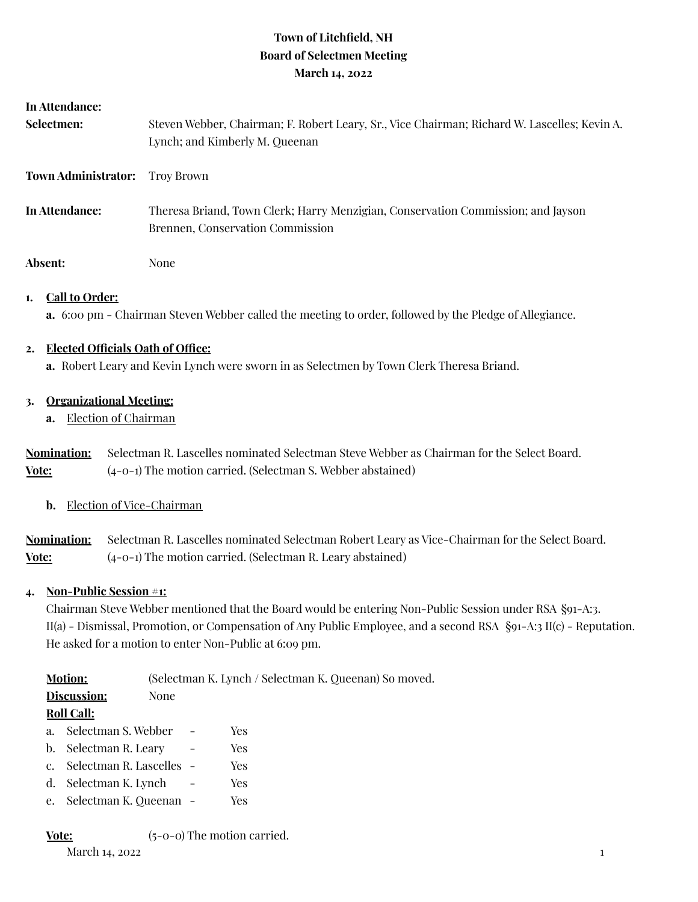# Town of Litchfield, NH
## Board of Selectmen Meeting
### March 14, 2022

**In Attendance:**

**Selectmen:** Steven Webber, Chairman; F. Robert Leary, Sr., Vice Chairman; Richard W. Lascelles; Kevin A. Lynch; and Kimberly M. Queenan

**Town Administrator:** Troy Brown

**In Attendance:** Theresa Briand, Town Clerk; Harry Menzigian, Conservation Commission; and Jayson Brennen, Conservation Commission

**Absent:** None

1. **Call to Order:**
   - **a.** 6:00 pm - Chairman Steven Webber called the meeting to order, followed by the Pledge of Allegiance.

2. **Elected Officials Oath of Office:**
   - **a.** Robert Leary and Kevin Lynch were sworn in as Selectmen by Town Clerk Theresa Briand.

3. **Organizational Meeting:**
   - **a.** Election of Chairman

**Nomination:** Selectman R. Lascelles nominated Selectman Steve Webber as Chairman for the Select Board.
**Vote:** (4-0-1) The motion carried. (Selectman S. Webber abstained)

   - **b.** Election of Vice-Chairman

**Nomination:** Selectman R. Lascelles nominated Selectman Robert Leary as Vice-Chairman for the Select Board.
**Vote:** (4-0-1) The motion carried. (Selectman R. Leary abstained)

4. **Non-Public Session #1:**
   Chairman Steve Webber mentioned that the Board would be entering Non-Public Session under RSA §91-A:3. II(a) - Dismissal, Promotion, or Compensation of Any Public Employee, and a second RSA §91-A:3 II(c) - Reputation. He asked for a motion to enter Non-Public at 6:09 pm.

   **Motion:** (Selectman K. Lynch / Selectman K. Queenan) So moved.
   **Discussion:** None
   **Roll Call:**
   a. Selectman S. Webber - Yes
   b. Selectman R. Leary - Yes
   c. Selectman R. Lascelles - Yes
   d. Selectman K. Lynch - Yes
   e. Selectman K. Queenan - Yes

   **Vote:** (5-0-0) The motion carried.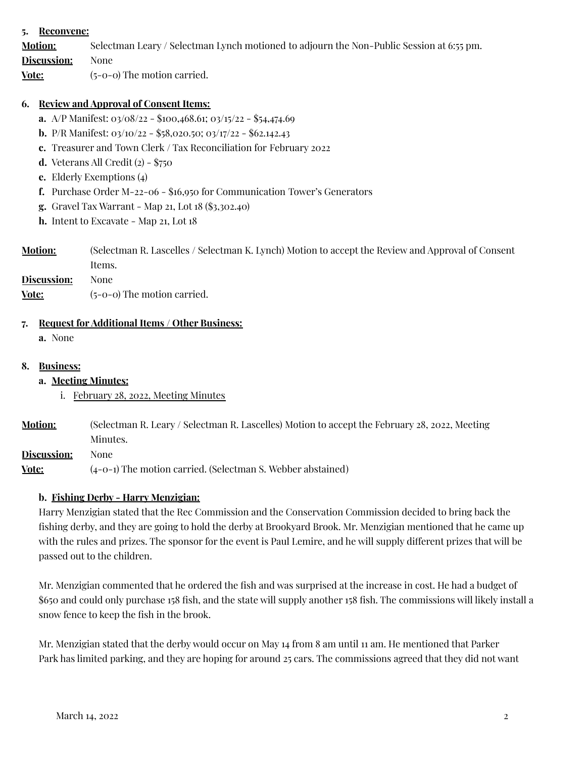5. **Reconvene:**

**Motion:** Selectman Leary / Selectman Lynch motioned to adjourn the Non-Public Session at 6:55 pm.

**Discussion:** None

**Vote:** (5-0-0) The motion carried.

6. **Review and Approval of Consent Items:**
   - **a.** A/P Manifest: 03/08/22 - $100,468.61; 03/15/22 - $54,474.69
   - **b.** P/R Manifest: 03/10/22 - $58,020.50; 03/17/22 - $62.142.43
   - **c.** Treasurer and Town Clerk / Tax Reconciliation for February 2022
   - **d.** Veterans All Credit (2) - $750
   - **e.** Elderly Exemptions (4)
   - **f.** Purchase Order M-22-06 - $16,950 for Communication Tower's Generators
   - **g.** Gravel Tax Warrant - Map 21, Lot 18 ($3,302.40)
   - **h.** Intent to Excavate - Map 21, Lot 18

**Motion:** (Selectman R. Lascelles / Selectman K. Lynch) Motion to accept the Review and Approval of Consent Items.

**Discussion:** None

**Vote:** (5-0-0) The motion carried.

7. **Request for Additional Items / Other Business:**
   - **a.** None

8. **Business:**
   - **a. Meeting Minutes:**
     - i. February 28, 2022, Meeting Minutes

**Motion:** (Selectman R. Leary / Selectman R. Lascelles) Motion to accept the February 28, 2022, Meeting Minutes.

**Discussion:** None

**Vote:** (4-0-1) The motion carried. (Selectman S. Webber abstained)

**b. Fishing Derby - Harry Menzigian:**

Harry Menzigian stated that the Rec Commission and the Conservation Commission decided to bring back the fishing derby, and they are going to hold the derby at Brookyard Brook. Mr. Menzigian mentioned that he came up with the rules and prizes. The sponsor for the event is Paul Lemire, and he will supply different prizes that will be passed out to the children.

Mr. Menzigian commented that he ordered the fish and was surprised at the increase in cost. He had a budget of $650 and could only purchase 158 fish, and the state will supply another 158 fish. The commissions will likely install a snow fence to keep the fish in the brook.

Mr. Menzigian stated that the derby would occur on May 14 from 8 am until 11 am. He mentioned that Parker Park has limited parking, and they are hoping for around 25 cars. The commissions agreed that they did not want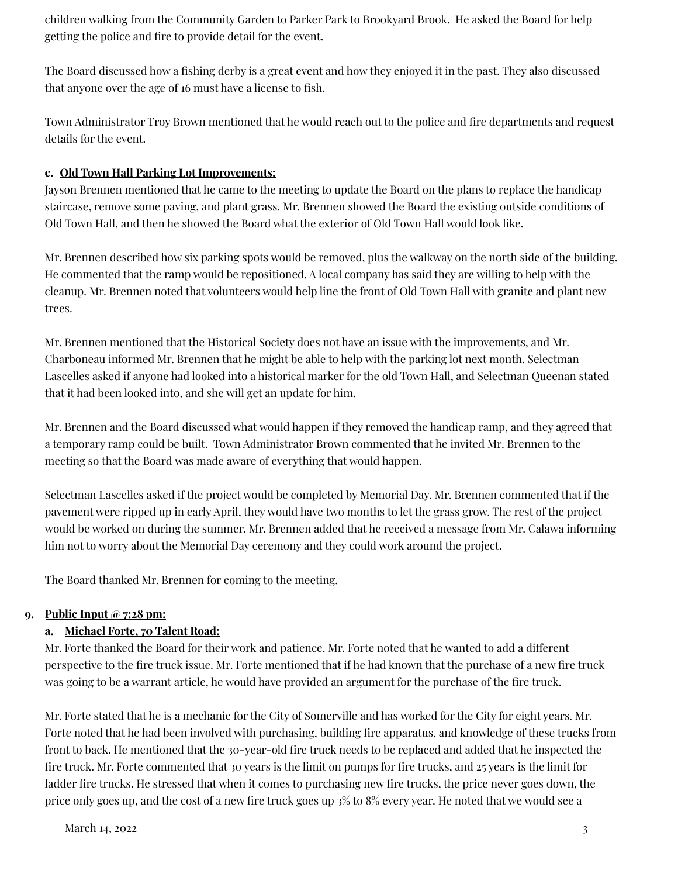children walking from the Community Garden to Parker Park to Brookyard Brook. He asked the Board for help getting the police and fire to provide detail for the event.

The Board discussed how a fishing derby is a great event and how they enjoyed it in the past. They also discussed that anyone over the age of 16 must have a license to fish.

Town Administrator Troy Brown mentioned that he would reach out to the police and fire departments and request details for the event.

**c. Old Town Hall Parking Lot Improvements:**

Jayson Brennen mentioned that he came to the meeting to update the Board on the plans to replace the handicap staircase, remove some paving, and plant grass. Mr. Brennen showed the Board the existing outside conditions of Old Town Hall, and then he showed the Board what the exterior of Old Town Hall would look like.

Mr. Brennen described how six parking spots would be removed, plus the walkway on the north side of the building. He commented that the ramp would be repositioned. A local company has said they are willing to help with the cleanup. Mr. Brennen noted that volunteers would help line the front of Old Town Hall with granite and plant new trees.

Mr. Brennen mentioned that the Historical Society does not have an issue with the improvements, and Mr. Charboneau informed Mr. Brennen that he might be able to help with the parking lot next month. Selectman Lascelles asked if anyone had looked into a historical marker for the old Town Hall, and Selectman Queenan stated that it had been looked into, and she will get an update for him.

Mr. Brennen and the Board discussed what would happen if they removed the handicap ramp, and they agreed that a temporary ramp could be built. Town Administrator Brown commented that he invited Mr. Brennen to the meeting so that the Board was made aware of everything that would happen.

Selectman Lascelles asked if the project would be completed by Memorial Day. Mr. Brennen commented that if the pavement were ripped up in early April, they would have two months to let the grass grow. The rest of the project would be worked on during the summer. Mr. Brennen added that he received a message from Mr. Calawa informing him not to worry about the Memorial Day ceremony and they could work around the project.

The Board thanked Mr. Brennen for coming to the meeting.

**9. Public Input @ 7:28 pm:**

**a. Michael Forte, 70 Talent Road:**

Mr. Forte thanked the Board for their work and patience. Mr. Forte noted that he wanted to add a different perspective to the fire truck issue. Mr. Forte mentioned that if he had known that the purchase of a new fire truck was going to be a warrant article, he would have provided an argument for the purchase of the fire truck.

Mr. Forte stated that he is a mechanic for the City of Somerville and has worked for the City for eight years. Mr. Forte noted that he had been involved with purchasing, building fire apparatus, and knowledge of these trucks from front to back. He mentioned that the 30-year-old fire truck needs to be replaced and added that he inspected the fire truck. Mr. Forte commented that 30 years is the limit on pumps for fire trucks, and 25 years is the limit for ladder fire trucks. He stressed that when it comes to purchasing new fire trucks, the price never goes down, the price only goes up, and the cost of a new fire truck goes up 3% to 8% every year. He noted that we would see a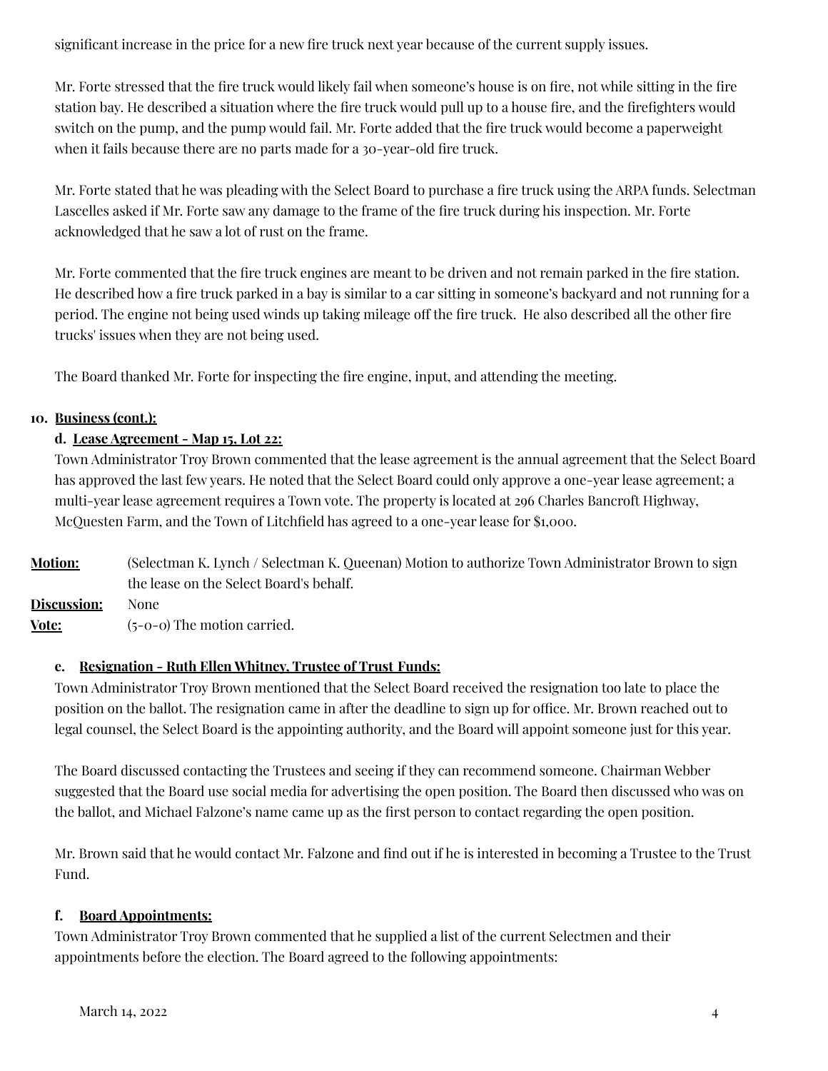significant increase in the price for a new fire truck next year because of the current supply issues.

Mr. Forte stressed that the fire truck would likely fail when someone's house is on fire, not while sitting in the fire station bay. He described a situation where the fire truck would pull up to a house fire, and the firefighters would switch on the pump, and the pump would fail. Mr. Forte added that the fire truck would become a paperweight when it fails because there are no parts made for a 30-year-old fire truck.

Mr. Forte stated that he was pleading with the Select Board to purchase a fire truck using the ARPA funds. Selectman Lascelles asked if Mr. Forte saw any damage to the frame of the fire truck during his inspection. Mr. Forte acknowledged that he saw a lot of rust on the frame.

Mr. Forte commented that the fire truck engines are meant to be driven and not remain parked in the fire station. He described how a fire truck parked in a bay is similar to a car sitting in someone's backyard and not running for a period. The engine not being used winds up taking mileage off the fire truck. He also described all the other fire trucks' issues when they are not being used.

The Board thanked Mr. Forte for inspecting the fire engine, input, and attending the meeting.

**10. Business (cont.):**

**d. Lease Agreement - Map 15, Lot 22:**

Town Administrator Troy Brown commented that the lease agreement is the annual agreement that the Select Board has approved the last few years. He noted that the Select Board could only approve a one-year lease agreement; a multi-year lease agreement requires a Town vote. The property is located at 296 Charles Bancroft Highway, McQuesten Farm, and the Town of Litchfield has agreed to a one-year lease for $1,000.

**Motion:** (Selectman K. Lynch / Selectman K. Queenan) Motion to authorize Town Administrator Brown to sign the lease on the Select Board's behalf.

**Discussion:** None

**Vote:** (5-0-0) The motion carried.

**e. Resignation - Ruth Ellen Whitney, Trustee of Trust Funds:**

Town Administrator Troy Brown mentioned that the Select Board received the resignation too late to place the position on the ballot. The resignation came in after the deadline to sign up for office. Mr. Brown reached out to legal counsel, the Select Board is the appointing authority, and the Board will appoint someone just for this year.

The Board discussed contacting the Trustees and seeing if they can recommend someone. Chairman Webber suggested that the Board use social media for advertising the open position. The Board then discussed who was on the ballot, and Michael Falzone's name came up as the first person to contact regarding the open position.

Mr. Brown said that he would contact Mr. Falzone and find out if he is interested in becoming a Trustee to the Trust Fund.

**f. Board Appointments:**

Town Administrator Troy Brown commented that he supplied a list of the current Selectmen and their appointments before the election. The Board agreed to the following appointments: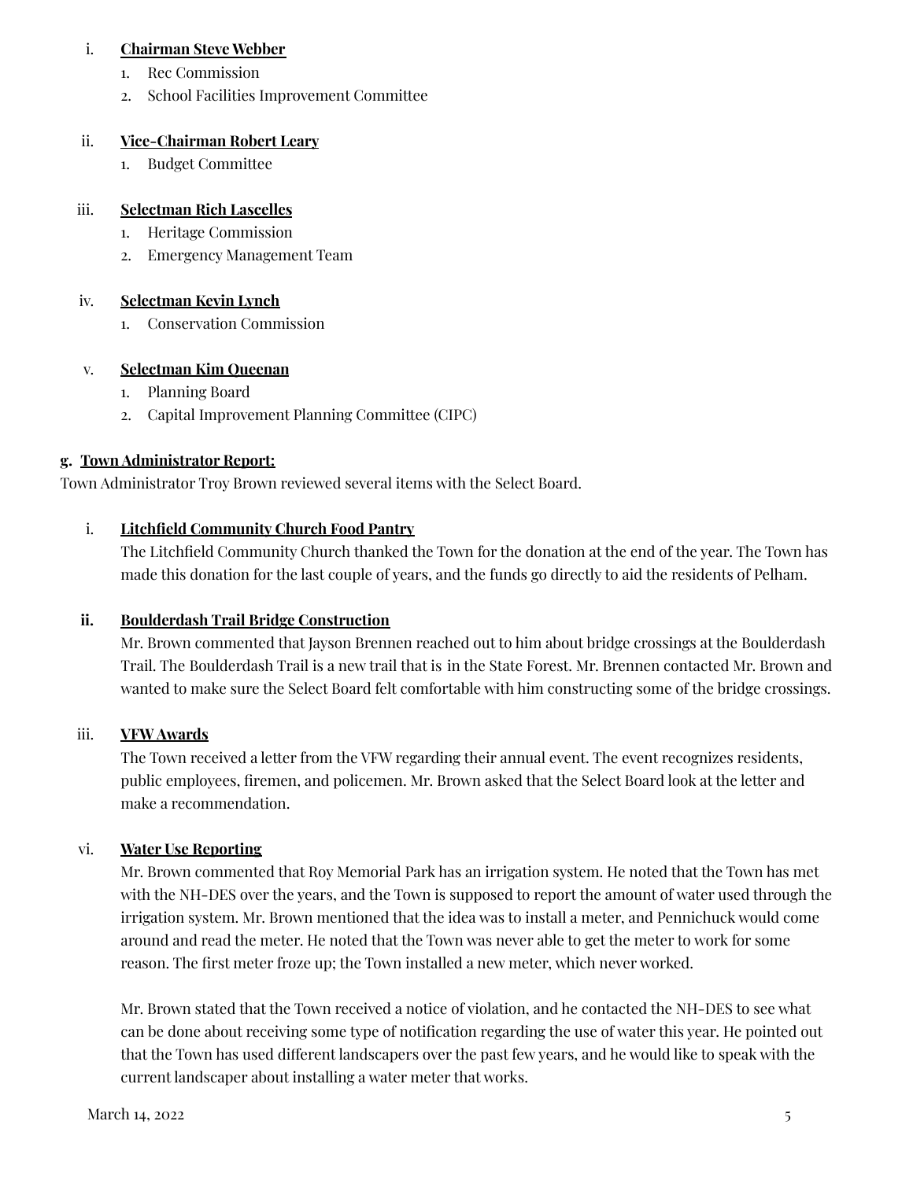i. **Chairman Steve Webber**
   1. Rec Commission
   2. School Facilities Improvement Committee

ii. **Vice-Chairman Robert Leary**
   1. Budget Committee

iii. **Selectman Rich Lascelles**
   1. Heritage Commission
   2. Emergency Management Team

iv. **Selectman Kevin Lynch**
   1. Conservation Commission

v. **Selectman Kim Queenan**
   1. Planning Board
   2. Capital Improvement Planning Committee (CIPC)

**g. Town Administrator Report:**

Town Administrator Troy Brown reviewed several items with the Select Board.

i. **Litchfield Community Church Food Pantry**

The Litchfield Community Church thanked the Town for the donation at the end of the year. The Town has made this donation for the last couple of years, and the funds go directly to aid the residents of Pelham.

ii. **Boulderdash Trail Bridge Construction**

Mr. Brown commented that Jayson Brennen reached out to him about bridge crossings at the Boulderdash Trail. The Boulderdash Trail is a new trail that is in the State Forest. Mr. Brennen contacted Mr. Brown and wanted to make sure the Select Board felt comfortable with him constructing some of the bridge crossings.

iii. **VFW Awards**

The Town received a letter from the VFW regarding their annual event. The event recognizes residents, public employees, firemen, and policemen. Mr. Brown asked that the Select Board look at the letter and make a recommendation.

vi. **Water Use Reporting**

Mr. Brown commented that Roy Memorial Park has an irrigation system. He noted that the Town has met with the NH-DES over the years, and the Town is supposed to report the amount of water used through the irrigation system. Mr. Brown mentioned that the idea was to install a meter, and Pennichuck would come around and read the meter. He noted that the Town was never able to get the meter to work for some reason. The first meter froze up; the Town installed a new meter, which never worked.

Mr. Brown stated that the Town received a notice of violation, and he contacted the NH-DES to see what can be done about receiving some type of notification regarding the use of water this year. He pointed out that the Town has used different landscapers over the past few years, and he would like to speak with the current landscaper about installing a water meter that works.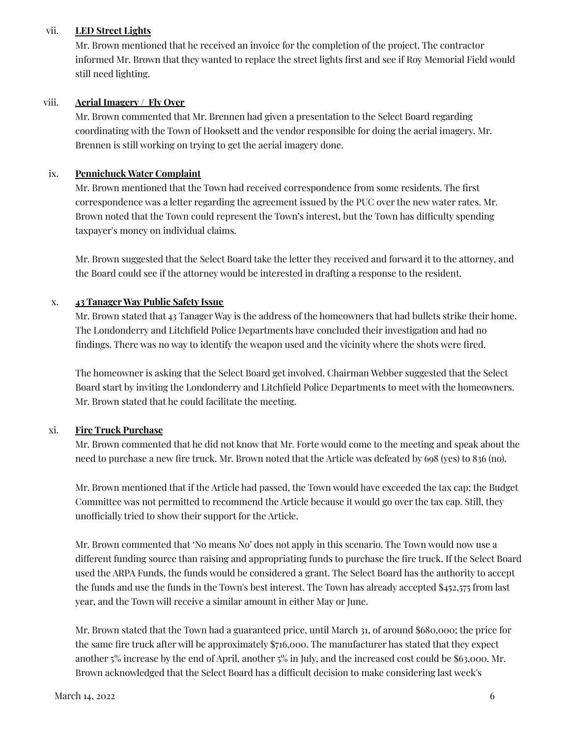vii. **LED Street Lights**

Mr. Brown mentioned that he received an invoice for the completion of the project. The contractor informed Mr. Brown that they wanted to replace the street lights first and see if Roy Memorial Field would still need lighting.

viii. **Aerial Imagery / Fly Over**

Mr. Brown commented that Mr. Brennen had given a presentation to the Select Board regarding coordinating with the Town of Hooksett and the vendor responsible for doing the aerial imagery. Mr. Brennen is still working on trying to get the aerial imagery done.

ix. **Pennichuck Water Complaint**

Mr. Brown mentioned that the Town had received correspondence from some residents. The first correspondence was a letter regarding the agreement issued by the PUC over the new water rates. Mr. Brown noted that the Town could represent the Town's interest, but the Town has difficulty spending taxpayer's money on individual claims.

Mr. Brown suggested that the Select Board take the letter they received and forward it to the attorney, and the Board could see if the attorney would be interested in drafting a response to the resident.

x. **43 Tanager Way Public Safety Issue**

Mr. Brown stated that 43 Tanager Way is the address of the homeowners that had bullets strike their home. The Londonderry and Litchfield Police Departments have concluded their investigation and had no findings. There was no way to identify the weapon used and the vicinity where the shots were fired.

The homeowner is asking that the Select Board get involved. Chairman Webber suggested that the Select Board start by inviting the Londonderry and Litchfield Police Departments to meet with the homeowners. Mr. Brown stated that he could facilitate the meeting.

xi. **Fire Truck Purchase**

Mr. Brown commented that he did not know that Mr. Forte would come to the meeting and speak about the need to purchase a new fire truck. Mr. Brown noted that the Article was defeated by 698 (yes) to 836 (no).

Mr. Brown mentioned that if the Article had passed, the Town would have exceeded the tax cap; the Budget Committee was not permitted to recommend the Article because it would go over the tax cap. Still, they unofficially tried to show their support for the Article.

Mr. Brown commented that 'No means No' does not apply in this scenario. The Town would now use a different funding source than raising and appropriating funds to purchase the fire truck. If the Select Board used the ARPA Funds, the funds would be considered a grant. The Select Board has the authority to accept the funds and use the funds in the Town's best interest. The Town has already accepted $452,575 from last year, and the Town will receive a similar amount in either May or June.

Mr. Brown stated that the Town had a guaranteed price, until March 31, of around $680,000; the price for the same fire truck after will be approximately $716,000. The manufacturer has stated that they expect another 5% increase by the end of April, another 5% in July, and the increased cost could be $63,000. Mr. Brown acknowledged that the Select Board has a difficult decision to make considering last week's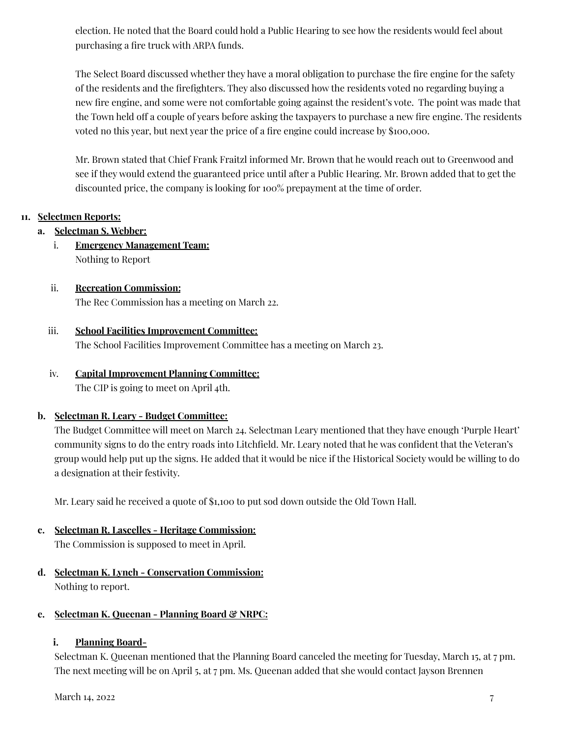election. He noted that the Board could hold a Public Hearing to see how the residents would feel about purchasing a fire truck with ARPA funds.

The Select Board discussed whether they have a moral obligation to purchase the fire engine for the safety of the residents and the firefighters. They also discussed how the residents voted no regarding buying a new fire engine, and some were not comfortable going against the resident's vote. The point was made that the Town held off a couple of years before asking the taxpayers to purchase a new fire engine. The residents voted no this year, but next year the price of a fire engine could increase by $100,000.

Mr. Brown stated that Chief Frank Fraitzl informed Mr. Brown that he would reach out to Greenwood and see if they would extend the guaranteed price until after a Public Hearing. Mr. Brown added that to get the discounted price, the company is looking for 100% prepayment at the time of order.

11. **Selectmen Reports:**

a. **Selectman S. Webber:**

i. **Emergency Management Team:**
Nothing to Report

ii. **Recreation Commission:**
The Rec Commission has a meeting on March 22.

iii. **School Facilities Improvement Committee:**
The School Facilities Improvement Committee has a meeting on March 23.

iv. **Capital Improvement Planning Committee:**
The CIP is going to meet on April 4th.

b. **Selectman R. Leary - Budget Committee:**
The Budget Committee will meet on March 24. Selectman Leary mentioned that they have enough 'Purple Heart' community signs to do the entry roads into Litchfield. Mr. Leary noted that he was confident that the Veteran's group would help put up the signs. He added that it would be nice if the Historical Society would be willing to do a designation at their festivity.

Mr. Leary said he received a quote of $1,100 to put sod down outside the Old Town Hall.

c. **Selectman R. Lascelles - Heritage Commission:**
The Commission is supposed to meet in April.

d. **Selectman K. Lynch - Conservation Commission:**
Nothing to report.

e. **Selectman K. Queenan - Planning Board & NRPC:**

i. **Planning Board-**
Selectman K. Queenan mentioned that the Planning Board canceled the meeting for Tuesday, March 15, at 7 pm. The next meeting will be on April 5, at 7 pm. Ms. Queenan added that she would contact Jayson Brennen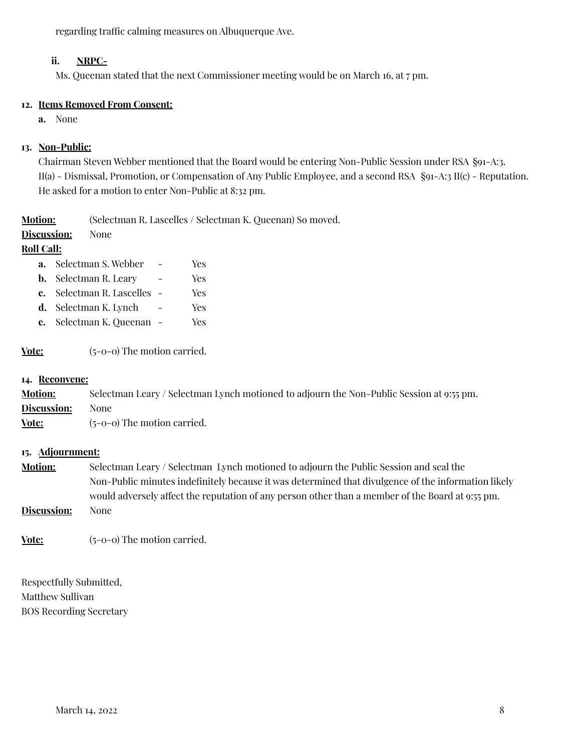regarding traffic calming measures on Albuquerque Ave.

ii. **NRPC-**

Ms. Queenan stated that the next Commissioner meeting would be on March 16, at 7 pm.

**12. Items Removed From Consent:**

a. None

**13. Non-Public:**

Chairman Steven Webber mentioned that the Board would be entering Non-Public Session under RSA §91-A:3. II(a) - Dismissal, Promotion, or Compensation of Any Public Employee, and a second RSA §91-A:3 II(c) - Reputation. He asked for a motion to enter Non-Public at 8:32 pm.

**Motion:** (Selectman R. Lascelles / Selectman K. Queenan) So moved.

**Discussion:** None

**Roll Call:**

a. Selectman S. Webber - Yes
b. Selectman R. Leary - Yes
c. Selectman R. Lascelles - Yes
d. Selectman K. Lynch - Yes
e. Selectman K. Queenan - Yes

**Vote:** (5-0-0) The motion carried.

**14. Reconvene:**

**Motion:** Selectman Leary / Selectman Lynch motioned to adjourn the Non-Public Session at 9:55 pm.

**Discussion:** None

**Vote:** (5-0-0) The motion carried.

**15. Adjournment:**

**Motion:** Selectman Leary / Selectman Lynch motioned to adjourn the Public Session and seal the Non-Public minutes indefinitely because it was determined that divulgence of the information likely would adversely affect the reputation of any person other than a member of the Board at 9:55 pm.

**Discussion:** None

**Vote:** (5-0-0) The motion carried.

Respectfully Submitted,
Matthew Sullivan
BOS Recording Secretary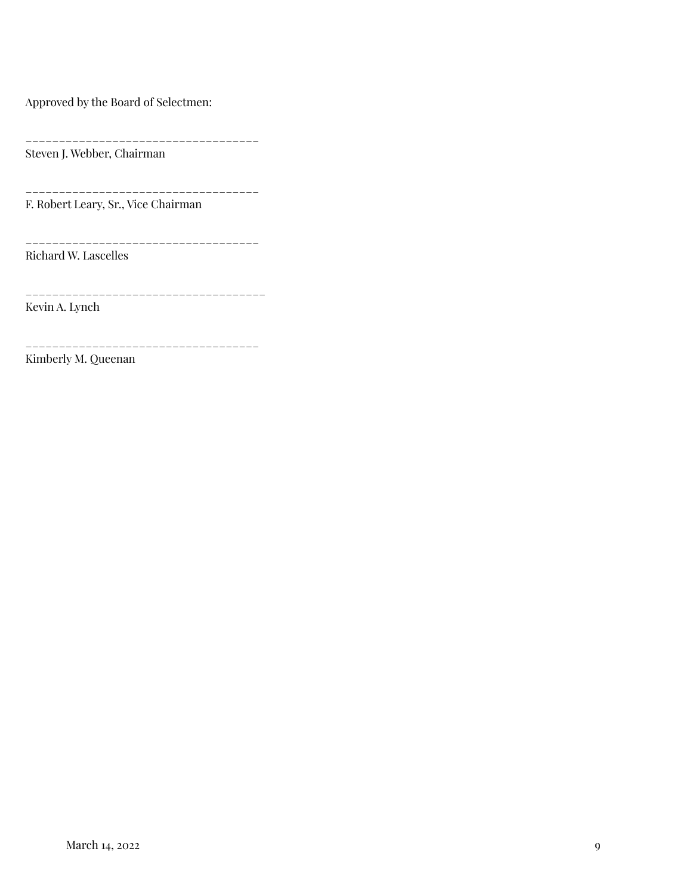Approved by the Board of Selectmen:

___________________________________
Steven J. Webber, Chairman

___________________________________
F. Robert Leary, Sr., Vice Chairman

___________________________________
Richard W. Lascelles

____________________________________
Kevin A. Lynch

___________________________________
Kimberly M. Queenan